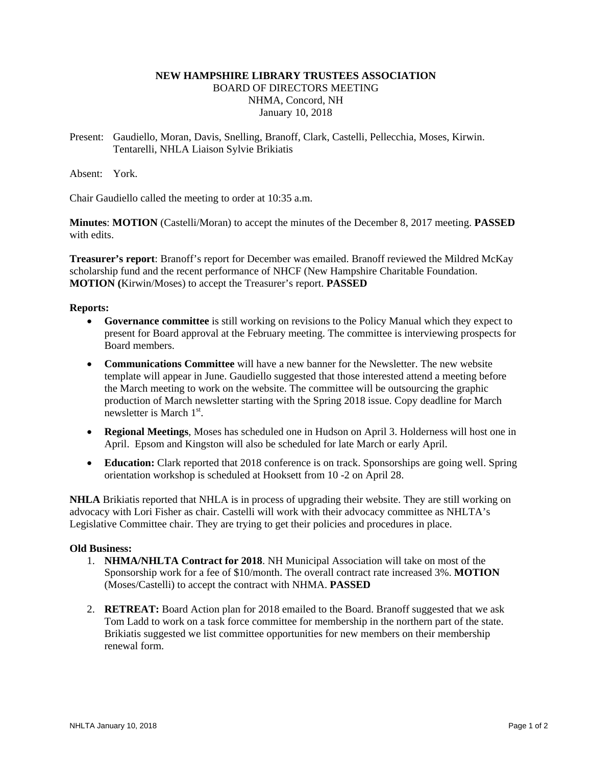**NEW HAMPSHIRE LIBRARY TRUSTEES ASSOCIATION**

BOARD OF DIRECTORS MEETING

NHMA, Concord, NH

January 10, 2018

Present: Gaudiello, Moran, Davis, Snelling, Branoff, Clark, Castelli, Pellecchia, Moses, Kirwin. Tentarelli, NHLA Liaison Sylvie Brikiatis

Absent: York.

Chair Gaudiello called the meeting to order at 10:35 a.m.

**Minutes**: **MOTION** (Castelli/Moran) to accept the minutes of the December 8, 2017 meeting. **PASSED** with edits.

**Treasurer's report**: Branoff's report for December was emailed. Branoff reviewed the Mildred McKay scholarship fund and the recent performance of NHCF (New Hampshire Charitable Foundation. **MOTION (**Kirwin/Moses) to accept the Treasurer's report. **PASSED**

**Reports:**

- **Governance committee** is still working on revisions to the Policy Manual which they expect to present for Board approval at the February meeting. The committee is interviewing prospects for Board members.
- **Communications Committee** will have a new banner for the Newsletter. The new website template will appear in June. Gaudiello suggested that those interested attend a meeting before the March meeting to work on the website. The committee will be outsourcing the graphic production of March newsletter starting with the Spring 2018 issue. Copy deadline for March newsletter is March 1st.
- **Regional Meetings**, Moses has scheduled one in Hudson on April 3. Holderness will host one in April. Epsom and Kingston will also be scheduled for late March or early April.
- **Education:** Clark reported that 2018 conference is on track. Sponsorships are going well. Spring orientation workshop is scheduled at Hooksett from 10 -2 on April 28.

**NHLA** Brikiatis reported that NHLA is in process of upgrading their website. They are still working on advocacy with Lori Fisher as chair. Castelli will work with their advocacy committee as NHLTA's Legislative Committee chair. They are trying to get their policies and procedures in place.

**Old Business:**

1. **NHMA/NHLTA Contract for 2018**. NH Municipal Association will take on most of the Sponsorship work for a fee of $10/month. The overall contract rate increased 3%. **MOTION** (Moses/Castelli) to accept the contract with NHMA. **PASSED**
2. **RETREAT:** Board Action plan for 2018 emailed to the Board. Branoff suggested that we ask Tom Ladd to work on a task force committee for membership in the northern part of the state. Brikiatis suggested we list committee opportunities for new members on their membership renewal form.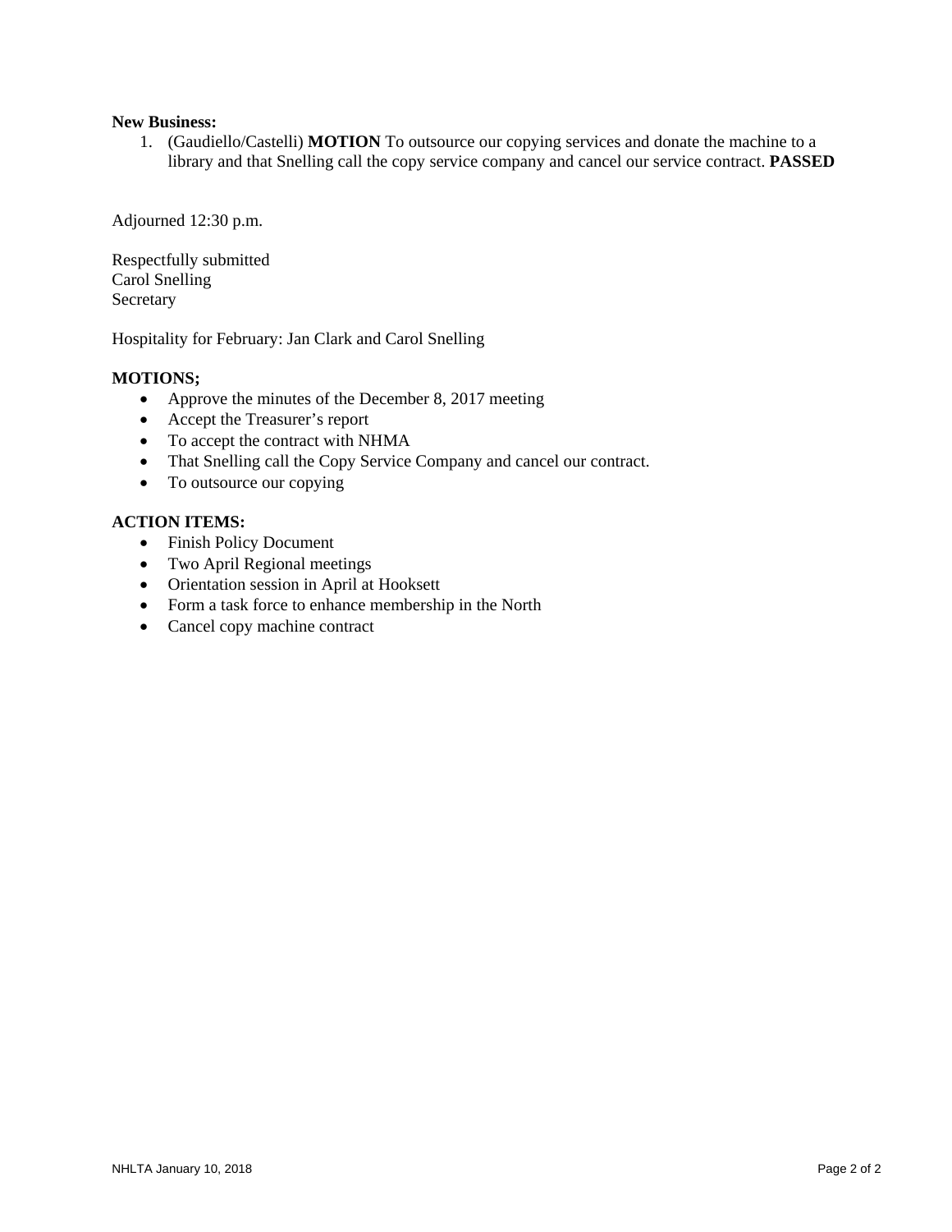**New Business:**

1. (Gaudiello/Castelli) **MOTION** To outsource our copying services and donate the machine to a library and that Snelling call the copy service company and cancel our service contract. **PASSED**

Adjourned 12:30 p.m.

Respectfully submitted
Carol Snelling
Secretary

Hospitality for February: Jan Clark and Carol Snelling

**MOTIONS;**

- Approve the minutes of the December 8, 2017 meeting
- Accept the Treasurer's report
- To accept the contract with NHMA
- That Snelling call the Copy Service Company and cancel our contract.
- To outsource our copying

**ACTION ITEMS:**

- Finish Policy Document
- Two April Regional meetings
- Orientation session in April at Hooksett
- Form a task force to enhance membership in the North
- Cancel copy machine contract